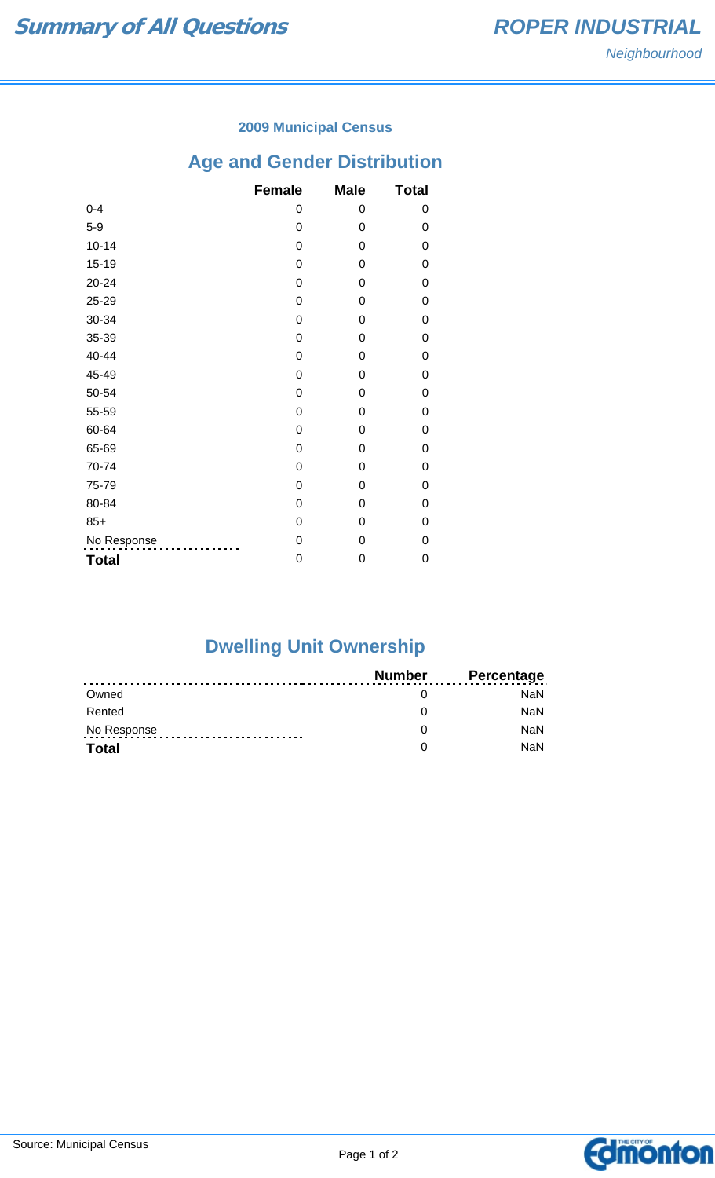# Summary of All Questions

## ROPER INDUSTRIAL

*Neighbourhood*

### 2009 Municipal Census

## Age and Gender Distribution

| | Female | Male | Total |
|---|---|---|---|
| 0-4 | 0 | 0 | 0 |
| 5-9 | 0 | 0 | 0 |
| 10-14 | 0 | 0 | 0 |
| 15-19 | 0 | 0 | 0 |
| 20-24 | 0 | 0 | 0 |
| 25-29 | 0 | 0 | 0 |
| 30-34 | 0 | 0 | 0 |
| 35-39 | 0 | 0 | 0 |
| 40-44 | 0 | 0 | 0 |
| 45-49 | 0 | 0 | 0 |
| 50-54 | 0 | 0 | 0 |
| 55-59 | 0 | 0 | 0 |
| 60-64 | 0 | 0 | 0 |
| 65-69 | 0 | 0 | 0 |
| 70-74 | 0 | 0 | 0 |
| 75-79 | 0 | 0 | 0 |
| 80-84 | 0 | 0 | 0 |
| 85+ | 0 | 0 | 0 |
| No Response | 0 | 0 | 0 |
| **Total** | 0 | 0 | 0 |

## Dwelling Unit Ownership

| | Number | Percentage |
|---|---|---|
| Owned | 0 | NaN |
| Rented | 0 | NaN |
| No Response | 0 | NaN |
| **Total** | 0 | NaN |

Source: Municipal Census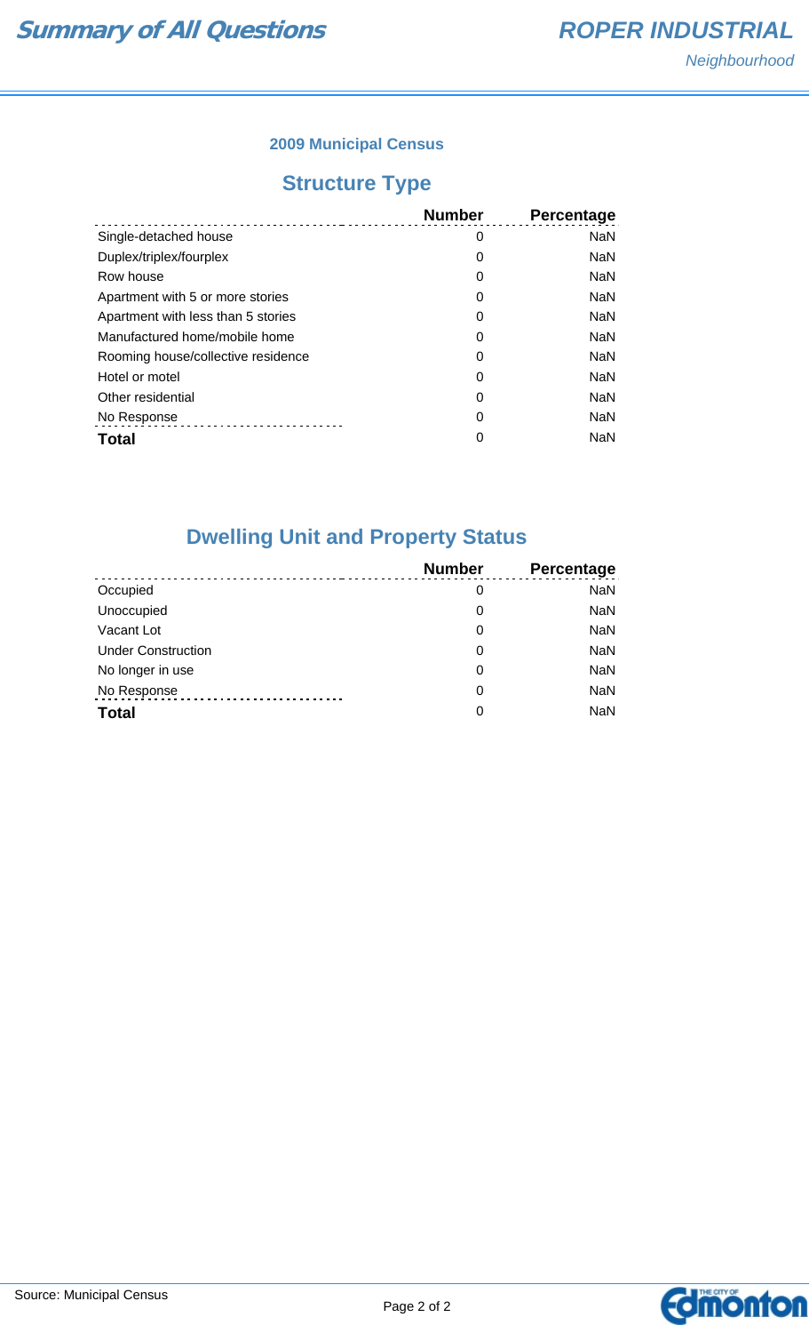# Summary of All Questions

## ROPER INDUSTRIAL

*Neighbourhood*

### 2009 Municipal Census

## Structure Type

| | Number | Percentage |
|---|---|---|
| Single-detached house | 0 | NaN |
| Duplex/triplex/fourplex | 0 | NaN |
| Row house | 0 | NaN |
| Apartment with 5 or more stories | 0 | NaN |
| Apartment with less than 5 stories | 0 | NaN |
| Manufactured home/mobile home | 0 | NaN |
| Rooming house/collective residence | 0 | NaN |
| Hotel or motel | 0 | NaN |
| Other residential | 0 | NaN |
| No Response | 0 | NaN |
| **Total** | 0 | NaN |

## Dwelling Unit and Property Status

| | Number | Percentage |
|---|---|---|
| Occupied | 0 | NaN |
| Unoccupied | 0 | NaN |
| Vacant Lot | 0 | NaN |
| Under Construction | 0 | NaN |
| No longer in use | 0 | NaN |
| No Response | 0 | NaN |
| **Total** | 0 | NaN |

Source: Municipal Census